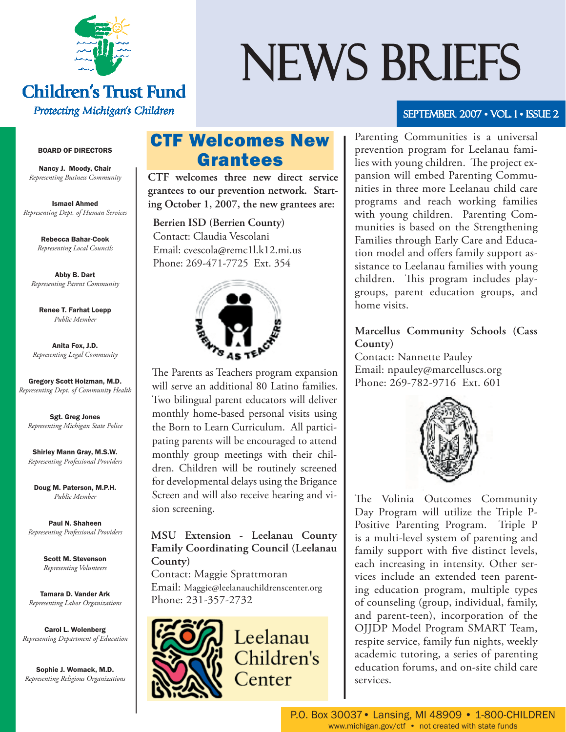# Children's Trust Fund

*Protecting Michigan's Children*

# NEWS BRIEFS

SEPTEMBER 2007 • VOL. 1 • ISSUE 2

**BOARD OF DIRECTORS**

**Nancy J. Moody, Chair**
*Representing Business Community*

**Ismael Ahmed**
*Representing Dept. of Human Services*

**Rebecca Bahar-Cook**
*Representing Local Councils*

**Abby B. Dart**
*Representing Parent Community*

**Renee T. Farhat Loepp**
*Public Member*

**Anita Fox, J.D.**
*Representing Legal Community*

**Gregory Scott Holzman, M.D.**
*Representing Dept. of Community Health*

**Sgt. Greg Jones**
*Representing Michigan State Police*

**Shirley Mann Gray, M.S.W.**
*Representing Professional Providers*

**Doug M. Paterson, M.P.H.**
*Public Member*

**Paul N. Shaheen**
*Representing Professional Providers*

**Scott M. Stevenson**
*Representing Volunteers*

**Tamara D. Vander Ark**
*Representing Labor Organizations*

**Carol L. Wolenberg**
*Representing Department of Education*

**Sophie J. Womack, M.D.**
*Representing Religious Organizations*

## CTF Welcomes New Grantees

**CTF welcomes three new direct service grantees to our prevention network. Starting October 1, 2007, the new grantees are:**

**Berrien ISD (Berrien County)**
Contact: Claudia Vescolani
Email: cvescola@remc11.k12.mi.us
Phone: 269-471-7725 Ext. 354

The Parents as Teachers program expansion will serve an additional 80 Latino families. Two bilingual parent educators will deliver monthly home-based personal visits using the Born to Learn Curriculum. All participating parents will be encouraged to attend monthly group meetings with their children. Children will be routinely screened for developmental delays using the Brigance Screen and will also receive hearing and vision screening.

**MSU Extension - Leelanau County Family Coordinating Council (Leelanau County)**
Contact: Maggie Sprattmoran
Email: Maggie@leelanauchildrenscenter.org
Phone: 231-357-2732

Leelanau Children's Center

Parenting Communities is a universal prevention program for Leelanau families with young children. The project expansion will embed Parenting Communities in three more Leelanau child care programs and reach working families with young children. Parenting Communities is based on the Strengthening Families through Early Care and Education model and offers family support assistance to Leelanau families with young children. This program includes playgroups, parent education groups, and home visits.

**Marcellus Community Schools (Cass County)**
Contact: Nannette Pauley
Email: npauley@marcelluscs.org
Phone: 269-782-9716 Ext. 601

The Volinia Outcomes Community Day Program will utilize the Triple P-Positive Parenting Program. Triple P is a multi-level system of parenting and family support with five distinct levels, each increasing in intensity. Other services include an extended teen parenting education program, multiple types of counseling (group, individual, family, and parent-teen), incorporation of the OJJDP Model Program SMART Team, respite service, family fun nights, weekly academic tutoring, a series of parenting education forums, and on-site child care services.

P.O. Box 30037 • Lansing, MI 48909 • 1-800-CHILDREN
www.michigan.gov/ctf • not created with state funds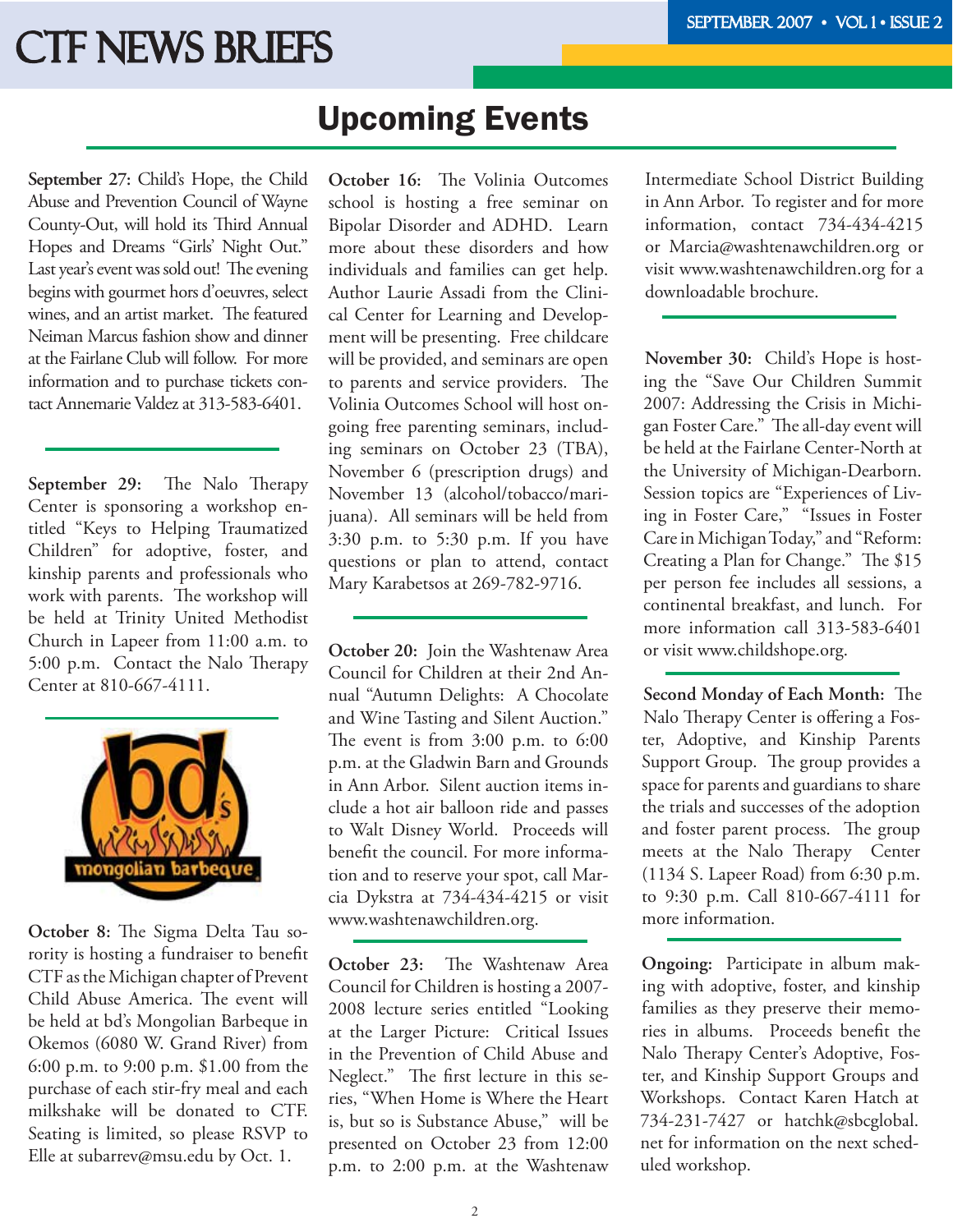## Upcoming Events

**September 27:** Child's Hope, the Child Abuse and Prevention Council of Wayne County-Out, will hold its Third Annual Hopes and Dreams "Girls' Night Out." Last year's event was sold out! The evening begins with gourmet hors d'oeuvres, select wines, and an artist market. The featured Neiman Marcus fashion show and dinner at the Fairlane Club will follow. For more information and to purchase tickets contact Annemarie Valdez at 313-583-6401.

**September 29:** The Nalo Therapy Center is sponsoring a workshop entitled "Keys to Helping Traumatized Children" for adoptive, foster, and kinship parents and professionals who work with parents. The workshop will be held at Trinity United Methodist Church in Lapeer from 11:00 a.m. to 5:00 p.m. Contact the Nalo Therapy Center at 810-667-4111.

**October 8:** The Sigma Delta Tau sorority is hosting a fundraiser to benefit CTF as the Michigan chapter of Prevent Child Abuse America. The event will be held at bd's Mongolian Barbeque in Okemos (6080 W. Grand River) from 6:00 p.m. to 9:00 p.m. $1.00 from the purchase of each stir-fry meal and each milkshake will be donated to CTF. Seating is limited, so please RSVP to Elle at subarrev@msu.edu by Oct. 1.

**October 16:** The Volinia Outcomes school is hosting a free seminar on Bipolar Disorder and ADHD. Learn more about these disorders and how individuals and families can get help. Author Laurie Assadi from the Clinical Center for Learning and Development will be presenting. Free childcare will be provided, and seminars are open to parents and service providers. The Volinia Outcomes School will host ongoing free parenting seminars, including seminars on October 23 (TBA), November 6 (prescription drugs) and November 13 (alcohol/tobacco/marijuana). All seminars will be held from 3:30 p.m. to 5:30 p.m. If you have questions or plan to attend, contact Mary Karabetsos at 269-782-9716.

**October 20:** Join the Washtenaw Area Council for Children at their 2nd Annual "Autumn Delights: A Chocolate and Wine Tasting and Silent Auction." The event is from 3:00 p.m. to 6:00 p.m. at the Gladwin Barn and Grounds in Ann Arbor. Silent auction items include a hot air balloon ride and passes to Walt Disney World. Proceeds will benefit the council. For more information and to reserve your spot, call Marcia Dykstra at 734-434-4215 or visit www.washtenawchildren.org.

**October 23:** The Washtenaw Area Council for Children is hosting a 2007-2008 lecture series entitled "Looking at the Larger Picture: Critical Issues in the Prevention of Child Abuse and Neglect." The first lecture in this series, "When Home is Where the Heart is, but so is Substance Abuse," will be presented on October 23 from 12:00 p.m. to 2:00 p.m. at the Washtenaw Intermediate School District Building in Ann Arbor. To register and for more information, contact 734-434-4215 or Marcia@washtenawchildren.org or visit www.washtenawchildren.org for a downloadable brochure.

**November 30:** Child's Hope is hosting the "Save Our Children Summit 2007: Addressing the Crisis in Michigan Foster Care." The all-day event will be held at the Fairlane Center-North at the University of Michigan-Dearborn. Session topics are "Experiences of Living in Foster Care," "Issues in Foster Care in Michigan Today," and "Reform: Creating a Plan for Change." The $15 per person fee includes all sessions, a continental breakfast, and lunch. For more information call 313-583-6401 or visit www.childshope.org.

**Second Monday of Each Month:** The Nalo Therapy Center is offering a Foster, Adoptive, and Kinship Parents Support Group. The group provides a space for parents and guardians to share the trials and successes of the adoption and foster parent process. The group meets at the Nalo Therapy Center (1134 S. Lapeer Road) from 6:30 p.m. to 9:30 p.m. Call 810-667-4111 for more information.

**Ongoing:** Participate in album making with adoptive, foster, and kinship families as they preserve their memories in albums. Proceeds benefit the Nalo Therapy Center's Adoptive, Foster, and Kinship Support Groups and Workshops. Contact Karen Hatch at 734-231-7427 or hatchk@sbcglobal.net for information on the next scheduled workshop.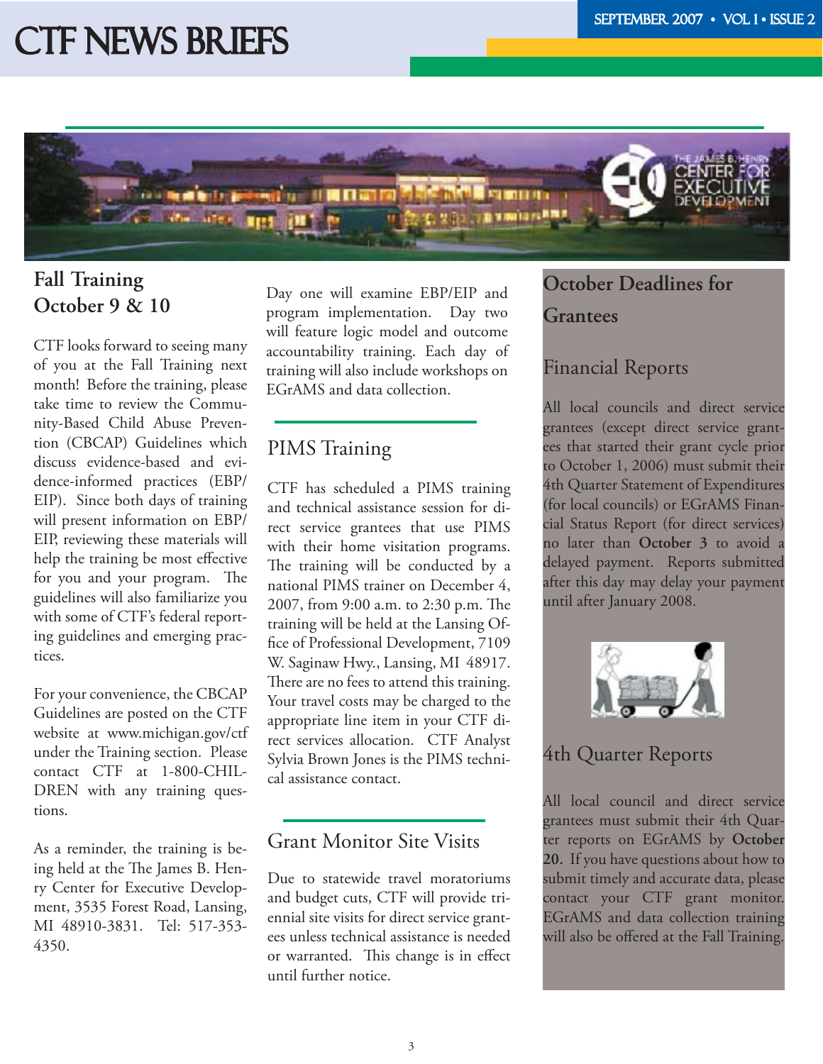## Fall Training October 9 & 10

CTF looks forward to seeing many of you at the Fall Training next month! Before the training, please take time to review the Community-Based Child Abuse Prevention (CBCAP) Guidelines which discuss evidence-based and evidence-informed practices (EBP/EIP). Since both days of training will present information on EBP/EIP, reviewing these materials will help the training be most effective for you and your program. The guidelines will also familiarize you with some of CTF's federal reporting guidelines and emerging practices.

For your convenience, the CBCAP Guidelines are posted on the CTF website at www.michigan.gov/ctf under the Training section. Please contact CTF at 1-800-CHILDREN with any training questions.

As a reminder, the training is being held at the The James B. Henry Center for Executive Development, 3535 Forest Road, Lansing, MI 48910-3831. Tel: 517-353-4350.

Day one will examine EBP/EIP and program implementation. Day two will feature logic model and outcome accountability training. Each day of training will also include workshops on EGrAMS and data collection.

## PIMS Training

CTF has scheduled a PIMS training and technical assistance session for direct service grantees that use PIMS with their home visitation programs. The training will be conducted by a national PIMS trainer on December 4, 2007, from 9:00 a.m. to 2:30 p.m. The training will be held at the Lansing Office of Professional Development, 7109 W. Saginaw Hwy., Lansing, MI 48917. There are no fees to attend this training. Your travel costs may be charged to the appropriate line item in your CTF direct services allocation. CTF Analyst Sylvia Brown Jones is the PIMS technical assistance contact.

## Grant Monitor Site Visits

Due to statewide travel moratoriums and budget cuts, CTF will provide triennial site visits for direct service grantees unless technical assistance is needed or warranted. This change is in effect until further notice.

## October Deadlines for Grantees

### Financial Reports

All local councils and direct service grantees (except direct service grantees that started their grant cycle prior to October 1, 2006) must submit their 4th Quarter Statement of Expenditures (for local councils) or EGrAMS Financial Status Report (for direct services) no later than **October 3** to avoid a delayed payment. Reports submitted after this day may delay your payment until after January 2008.

### 4th Quarter Reports

All local council and direct service grantees must submit their 4th Quarter reports on EGrAMS by **October 20.** If you have questions about how to submit timely and accurate data, please contact your CTF grant monitor. EGrAMS and data collection training will also be offered at the Fall Training.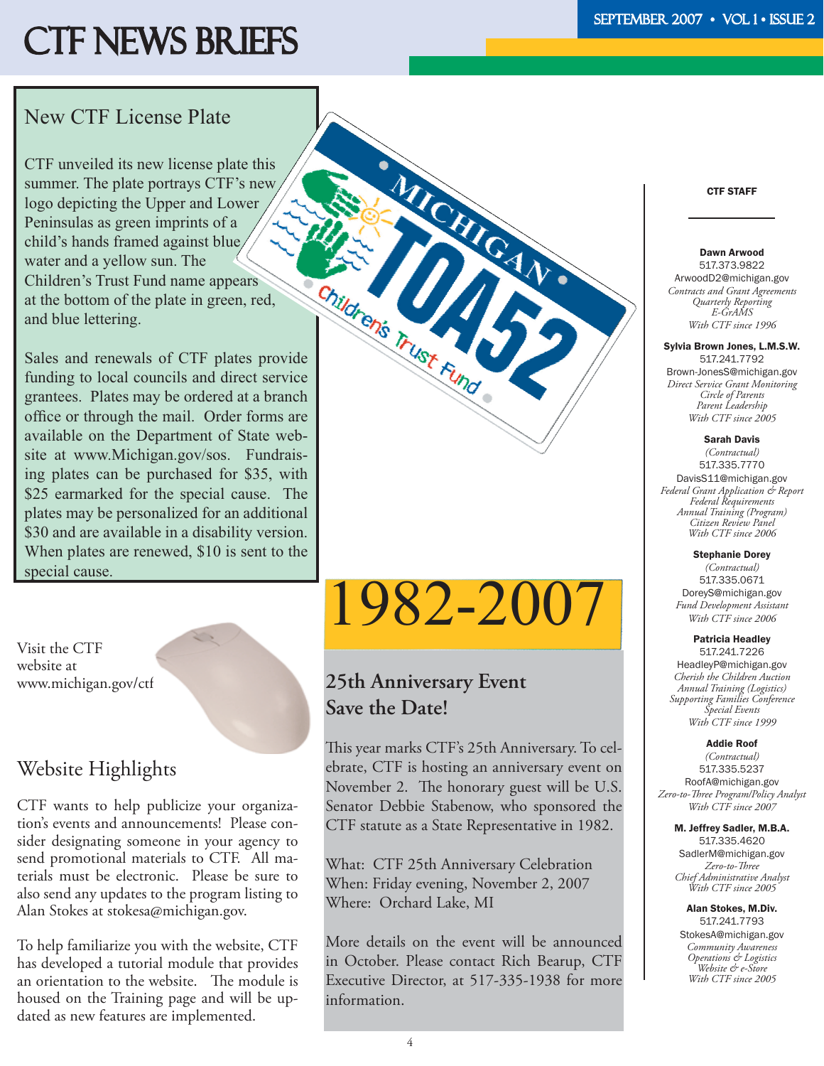# CTF NEWS BRIEFS

## New CTF License Plate

CTF unveiled its new license plate this summer. The plate portrays CTF's new logo depicting the Upper and Lower Peninsulas as green imprints of a child's hands framed against blue water and a yellow sun. The Children's Trust Fund name appears at the bottom of the plate in green, red, and blue lettering.

Sales and renewals of CTF plates provide funding to local councils and direct service grantees. Plates may be ordered at a branch office or through the mail. Order forms are available on the Department of State website at www.Michigan.gov/sos. Fundraising plates can be purchased for $35, with $25 earmarked for the special cause. The plates may be personalized for an additional $30 and are available in a disability version. When plates are renewed, $10 is sent to the special cause.

Visit the CTF website at www.michigan.gov/ctf

## Website Highlights

CTF wants to help publicize your organization's events and announcements! Please consider designating someone in your agency to send promotional materials to CTF. All materials must be electronic. Please be sure to also send any updates to the program listing to Alan Stokes at stokesa@michigan.gov.

To help familiarize you with the website, CTF has developed a tutorial module that provides an orientation to the website. The module is housed on the Training page and will be updated as new features are implemented.

# 1982-2007

## 25th Anniversary Event Save the Date!

This year marks CTF's 25th Anniversary. To celebrate, CTF is hosting an anniversary event on November 2. The honorary guest will be U.S. Senator Debbie Stabenow, who sponsored the CTF statute as a State Representative in 1982.

What: CTF 25th Anniversary Celebration
When: Friday evening, November 2, 2007
Where: Orchard Lake, MI

More details on the event will be announced in October. Please contact Rich Bearup, CTF Executive Director, at 517-335-1938 for more information.

### CTF STAFF

**Dawn Arwood**
517.373.9822
ArwoodD2@michigan.gov
*Contracts and Grant Agreements*
*Quarterly Reporting*
*E-GrAMS*
*With CTF since 1996*

**Sylvia Brown Jones, L.M.S.W.**
517.241.7792
Brown-JonesS@michigan.gov
*Direct Service Grant Monitoring*
*Circle of Parents*
*Parent Leadership*
*With CTF since 2005*

**Sarah Davis**
*(Contractual)*
517.335.7770
DavisS11@michigan.gov
*Federal Grant Application & Report*
*Federal Requirements*
*Annual Training (Program)*
*Citizen Review Panel*
*With CTF since 2006*

**Stephanie Dorey**
*(Contractual)*
517.335.0671
DoreyS@michigan.gov
*Fund Development Assistant*
*With CTF since 2006*

**Patricia Headley**
517.241.7226
HeadleyP@michigan.gov
*Cherish the Children Auction*
*Annual Training (Logistics)*
*Supporting Families Conference*
*Special Events*
*With CTF since 1999*

**Addie Roof**
*(Contractual)*
517.335.5237
RoofA@michigan.gov
*Zero-to-Three Program/Policy Analyst*
*With CTF since 2007*

**M. Jeffrey Sadler, M.B.A.**
517.335.4620
SadlerM@michigan.gov
*Zero-to-Three*
*Chief Administrative Analyst*
*With CTF since 2005*

**Alan Stokes, M.Div.**
517.241.7793
StokesA@michigan.gov
*Community Awareness*
*Operations & Logistics*
*Website & e-Store*
*With CTF since 2005*